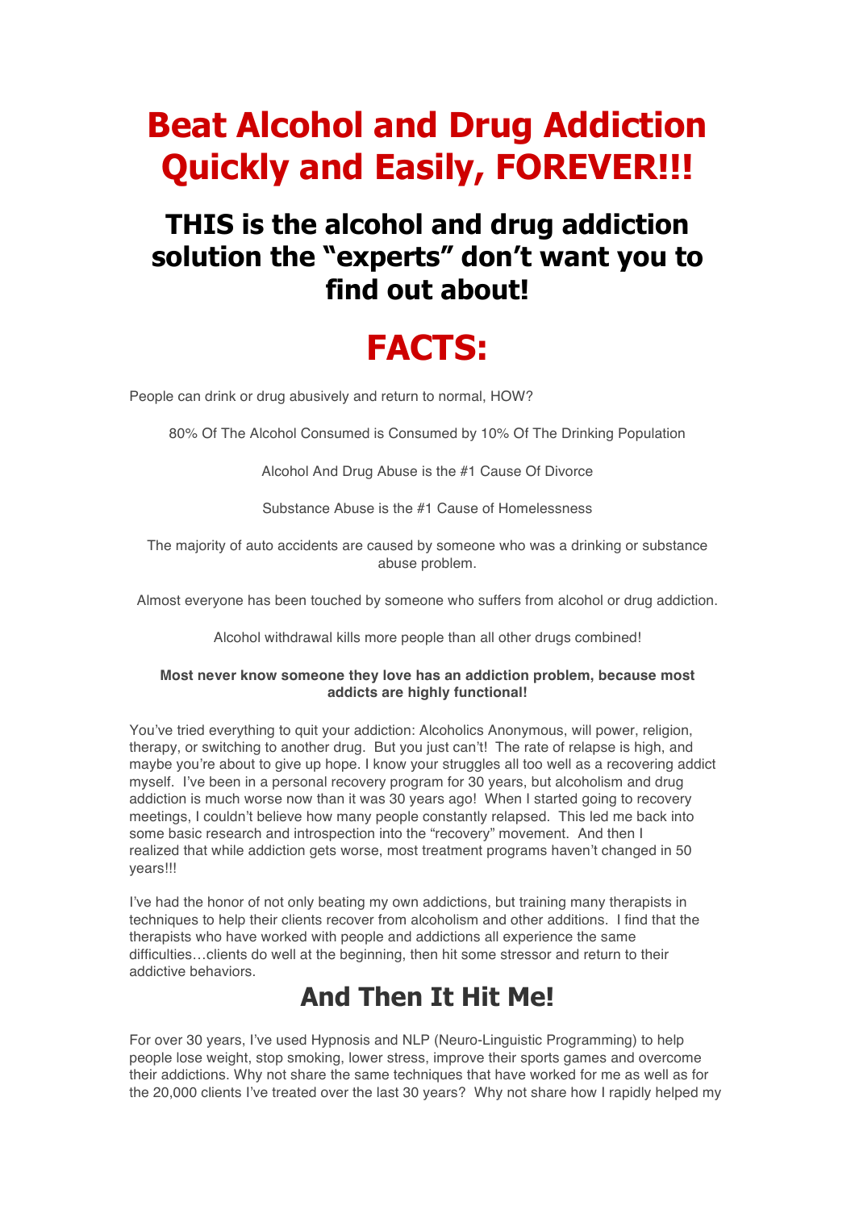# Beat Alcohol and Drug Addiction Quickly and Easily, FOREVER!!!

## THIS is the alcohol and drug addiction solution the "experts" don't want you to find out about!

# FACTS:

People can drink or drug abusively and return to normal, HOW?

80% Of The Alcohol Consumed is Consumed by 10% Of The Drinking Population

Alcohol And Drug Abuse is the #1 Cause Of Divorce

Substance Abuse is the #1 Cause of Homelessness

The majority of auto accidents are caused by someone who was a drinking or substance abuse problem.

Almost everyone has been touched by someone who suffers from alcohol or drug addiction.

Alcohol withdrawal kills more people than all other drugs combined!

**Most never know someone they love has an addiction problem, because most addicts are highly functional!**

You've tried everything to quit your addiction: Alcoholics Anonymous, will power, religion, therapy, or switching to another drug. But you just can't! The rate of relapse is high, and maybe you're about to give up hope. I know your struggles all too well as a recovering addict myself. I've been in a personal recovery program for 30 years, but alcoholism and drug addiction is much worse now than it was 30 years ago! When I started going to recovery meetings, I couldn't believe how many people constantly relapsed. This led me back into some basic research and introspection into the "recovery" movement. And then I realized that while addiction gets worse, most treatment programs haven't changed in 50 years!!!

I've had the honor of not only beating my own addictions, but training many therapists in techniques to help their clients recover from alcoholism and other additions. I find that the therapists who have worked with people and addictions all experience the same difficulties…clients do well at the beginning, then hit some stressor and return to their addictive behaviors.

## And Then It Hit Me!

For over 30 years, I've used Hypnosis and NLP (Neuro-Linguistic Programming) to help people lose weight, stop smoking, lower stress, improve their sports games and overcome their addictions. Why not share the same techniques that have worked for me as well as for the 20,000 clients I've treated over the last 30 years? Why not share how I rapidly helped my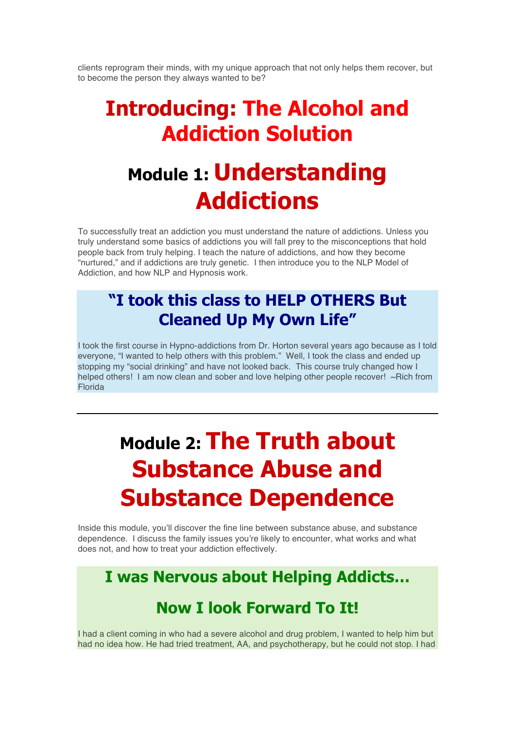clients reprogram their minds, with my unique approach that not only helps them recover, but to become the person they always wanted to be?

# Introducing: The Alcohol and Addiction Solution

## Module 1: Understanding Addictions

To successfully treat an addiction you must understand the nature of addictions. Unless you truly understand some basics of addictions you will fall prey to the misconceptions that hold people back from truly helping. I teach the nature of addictions, and how they become "nurtured," and if addictions are truly genetic. I then introduce you to the NLP Model of Addiction, and how NLP and Hypnosis work.

### "I took this class to HELP OTHERS But Cleaned Up My Own Life"

I took the first course in Hypno-addictions from Dr. Horton several years ago because as I told everyone, "I wanted to help others with this problem." Well, I took the class and ended up stopping my "social drinking" and have not looked back. This course truly changed how I helped others! I am now clean and sober and love helping other people recover! ~Rich from Florida

---

## Module 2: The Truth about Substance Abuse and Substance Dependence

Inside this module, you'll discover the fine line between substance abuse, and substance dependence. I discuss the family issues you're likely to encounter, what works and what does not, and how to treat your addiction effectively.

### I was Nervous about Helping Addicts...

### Now I look Forward To It!

I had a client coming in who had a severe alcohol and drug problem, I wanted to help him but had no idea how. He had tried treatment, AA, and psychotherapy, but he could not stop. I had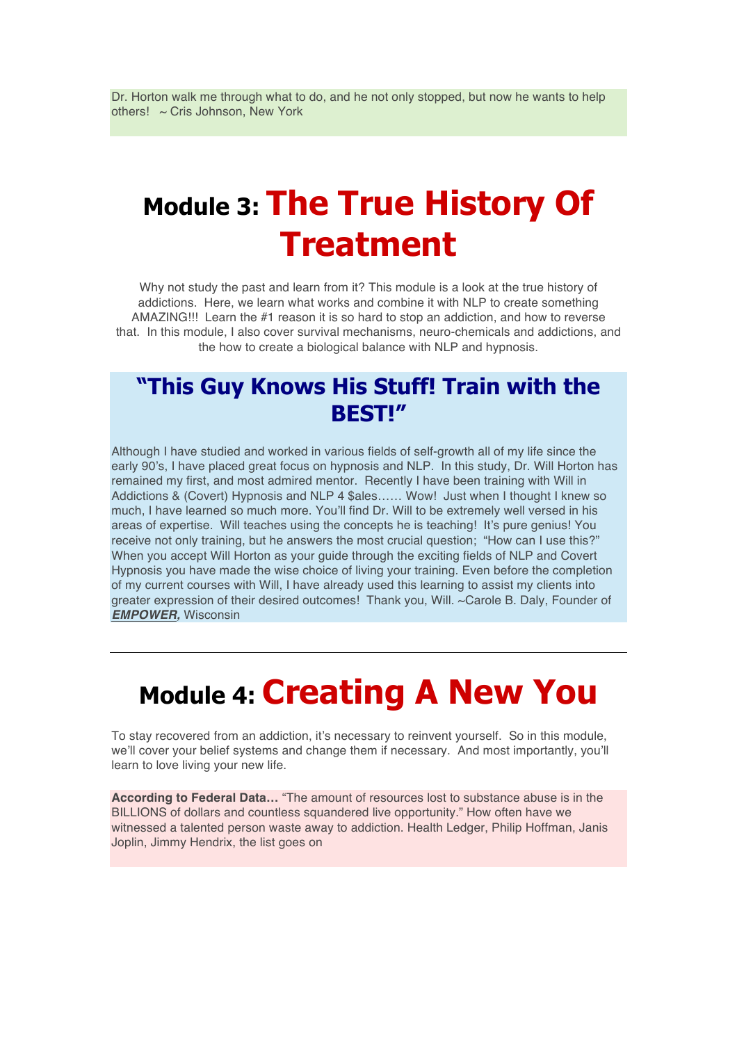Dr. Horton walk me through what to do, and he not only stopped, but now he wants to help others! ~ Cris Johnson, New York

# Module 3: The True History Of Treatment

Why not study the past and learn from it? This module is a look at the true history of addictions. Here, we learn what works and combine it with NLP to create something AMAZING!!! Learn the #1 reason it is so hard to stop an addiction, and how to reverse that. In this module, I also cover survival mechanisms, neuro-chemicals and addictions, and the how to create a biological balance with NLP and hypnosis.

## "This Guy Knows His Stuff! Train with the BEST!"

Although I have studied and worked in various fields of self-growth all of my life since the early 90's, I have placed great focus on hypnosis and NLP. In this study, Dr. Will Horton has remained my first, and most admired mentor. Recently I have been training with Will in Addictions & (Covert) Hypnosis and NLP 4 $ales…… Wow! Just when I thought I knew so much, I have learned so much more. You'll find Dr. Will to be extremely well versed in his areas of expertise. Will teaches using the concepts he is teaching! It's pure genius! You receive not only training, but he answers the most crucial question; "How can I use this?" When you accept Will Horton as your guide through the exciting fields of NLP and Covert Hypnosis you have made the wise choice of living your training. Even before the completion of my current courses with Will, I have already used this learning to assist my clients into greater expression of their desired outcomes! Thank you, Will. ~Carole B. Daly, Founder of ***EMPOWER,*** Wisconsin

---

# Module 4: Creating A New You

To stay recovered from an addiction, it's necessary to reinvent yourself. So in this module, we'll cover your belief systems and change them if necessary. And most importantly, you'll learn to love living your new life.

**According to Federal Data…** "The amount of resources lost to substance abuse is in the BILLIONS of dollars and countless squandered live opportunity." How often have we witnessed a talented person waste away to addiction. Health Ledger, Philip Hoffman, Janis Joplin, Jimmy Hendrix, the list goes on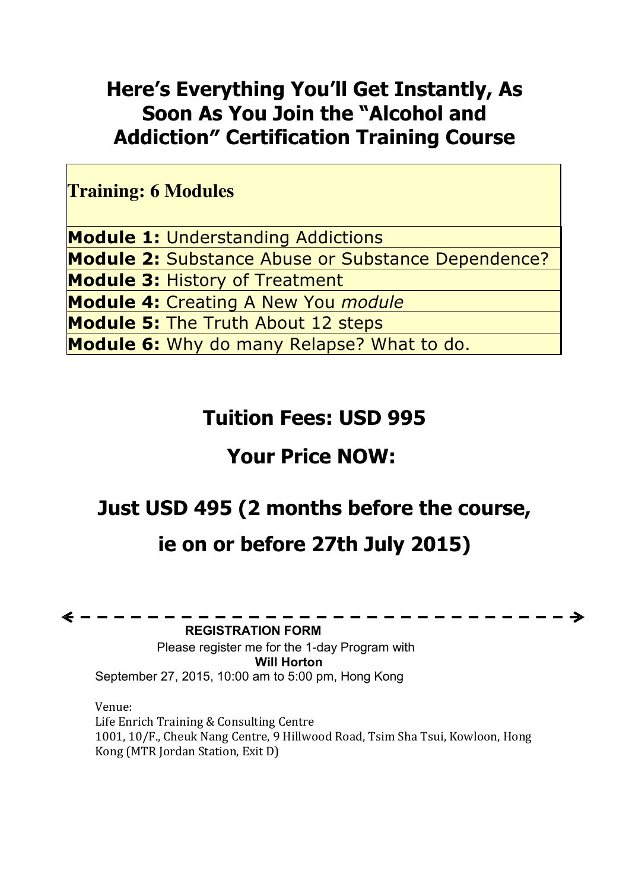# Here's Everything You'll Get Instantly, As Soon As You Join the "Alcohol and Addiction" Certification Training Course

| **Training: 6 Modules** |
| --- |
| **Module 1:** Understanding Addictions |
| **Module 2:** Substance Abuse or Substance Dependence? |
| **Module 3:** History of Treatment |
| **Module 4:** Creating A New You *module* |
| **Module 5:** The Truth About 12 steps |
| **Module 6:** Why do many Relapse? What to do. |

## Tuition Fees: USD 995

## Your Price NOW:

## Just USD 495 (2 months before the course, ie on or before 27th July 2015)

**REGISTRATION FORM**

Please register me for the 1-day Program with

**Will Horton**

September 27, 2015, 10:00 am to 5:00 pm, Hong Kong

Venue:
Life Enrich Training & Consulting Centre
1001, 10/F., Cheuk Nang Centre, 9 Hillwood Road, Tsim Sha Tsui, Kowloon, Hong Kong (MTR Jordan Station, Exit D)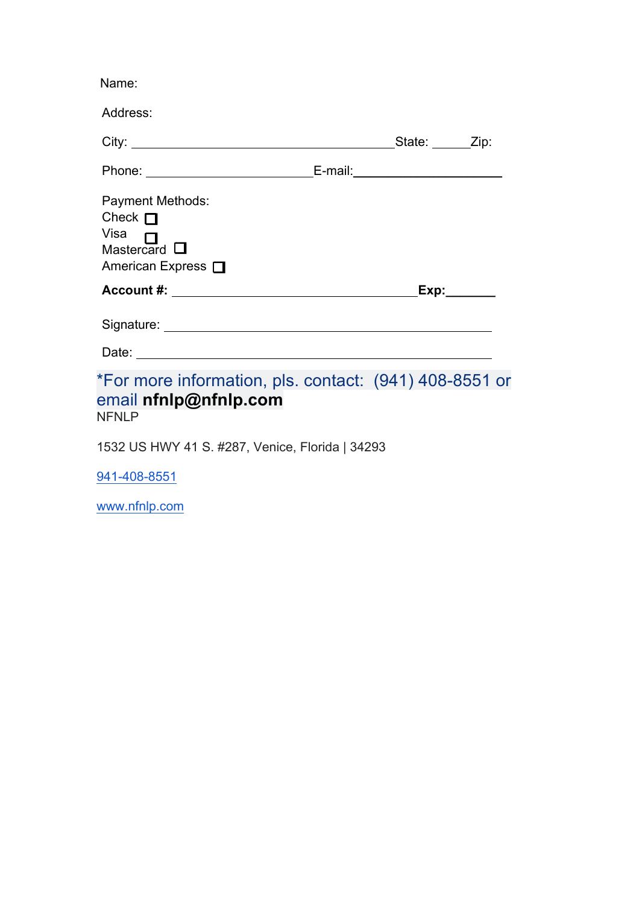Name:

Address:

City: ________________________________________State: ______Zip:

Phone: _________________________E-mail:______________________

Payment Methods:
Check ☐
Visa ☐
Mastercard ☐
American Express ☐

**Account #:** _____________________________________**Exp:**_______

Signature: ____________________________________________________

Date: ________________________________________________________

*For more information, pls. contact: (941) 408-8551 or email **nfnlp@nfnlp.com**

NFNLP

1532 US HWY 41 S. #287, Venice, Florida | 34293

941-408-8551

www.nfnlp.com